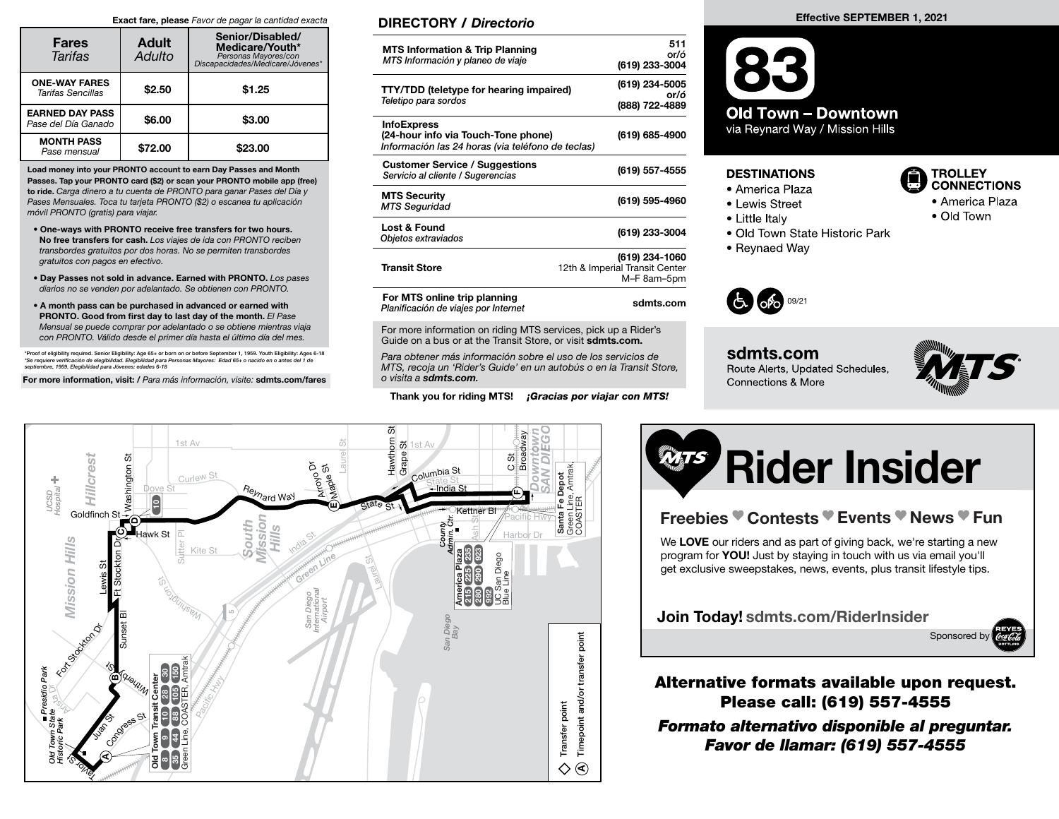Exact fare, please *Favor de pagar la cantidad exacta*

| Fares *Tarifas* | Adult *Adulto* | Senior/Disabled/ Medicare/Youth* *Personas Mayores/con Discapacidades/Medicare/Jóvenes** |
|---|---|---|
| **ONE-WAY FARES** *Tarifas Sencillas* | $2.50 | $1.25 |
| **EARNED DAY PASS** *Pase del Día Ganado* | $6.00 | $3.00 |
| **MONTH PASS** *Pase mensual* | $72.00 | $23.00 |

**Load money into your PRONTO account to earn Day Passes and Month Passes. Tap your PRONTO card ($2) or scan your PRONTO mobile app (free) to ride.** *Carga dinero a tu cuenta de PRONTO para ganar Pases del Día y Pases Mensuales. Toca tu tarjeta PRONTO ($2) o escanea tu aplicación móvil PRONTO (gratis) para viajar.*

- **One-ways with PRONTO receive free transfers for two hours. No free transfers for cash.** *Los viajes de ida con PRONTO reciben transbordes gratuitos por dos horas. No se permiten transbordes gratuitos con pagos en efectivo.*
- **Day Passes not sold in advance. Earned with PRONTO.** *Los pases diarios no se venden por adelantado. Se obtienen con PRONTO.*
- **A month pass can be purchased in advanced or earned with PRONTO. Good from first day to last day of the month.** *El Pase Mensual se puede comprar por adelantado o se obtiene mientras viaja con PRONTO. Válido desde el primer día hasta el último día del mes.*

*Proof of eligibility required. Senior Eligibility: Age 65+ or born on or before September 1, 1959. Youth Eligibility: Ages 6-18
*Se requiere verificación de elegibilidad. Elegibilidad para Personas Mayores: Edad 65+ o nacido en o antes del 1 de septiembre, 1959. Elegibilidad para Jóvenes: edades 6-18*

**For more information, visit: /** *Para más información, visite:* **sdmts.com/fares**

## DIRECTORY / *Directorio*

| | |
|---|---|
| **MTS Information & Trip Planning** *MTS Información y planeo de viaje* | 511 or/ó (619) 233-3004 |
| **TTY/TDD (teletype for hearing impaired)** *Teletipo para sordos* | (619) 234-5005 or/ó (888) 722-4889 |
| **InfoExpress (24-hour info via Touch-Tone phone)** *Información las 24 horas (via teléfono de teclas)* | (619) 685-4900 |
| **Customer Service / Suggestions** *Servicio al cliente / Sugerencias* | (619) 557-4555 |
| **MTS Security** *MTS Seguridad* | (619) 595-4960 |
| **Lost & Found** *Objetos extraviados* | (619) 233-3004 |
| **Transit Store** | (619) 234-1060 12th & Imperial Transit Center M–F 8am–5pm |
| **For MTS online trip planning** *Planificación de viajes por Internet* | sdmts.com |

For more information on riding MTS services, pick up a Rider's Guide on a bus or at the Transit Store, or visit **sdmts.com.**

*Para obtener más información sobre el uso de los servicios de MTS, recoja un 'Rider's Guide' en un autobús o en la Transit Store, o visita a* ***sdmts.com.***

**Thank you for riding MTS!** ***¡Gracias por viajar con MTS!***

**Effective SEPTEMBER 1, 2021**

# 83

## Old Town – Downtown

via Reynard Way / Mission Hills

### DESTINATIONS

- America Plaza
- Lewis Street
- Little Italy
- Old Town State Historic Park
- Reynaed Way

### TROLLEY CONNECTIONS

- America Plaza
- Old Town

09/21

**sdmts.com**
Route Alerts, Updated Schedules, Connections & More

Ⓐ Timepoint and/or transfer point
◇ Transfer point

Old Town Transit Center: 8, 9, 10, 28, 30, 35, 44, 88, 105, 150, Green Line, COASTER, Amtrak

America Plaza: 215, 225, 235, 280, 290, 923, 992, UC San Diego Blue Line

Santa Fe Depot: Green Line, Amtrak, COASTER

# Rider Insider

## Freebies ♥ Contests ♥ Events ♥ News ♥ Fun

We **LOVE** our riders and as part of giving back, we're starting a new program for **YOU!** Just by staying in touch with us via email you'll get exclusive sweepstakes, news, events, plus transit lifestyle tips.

**Join Today! sdmts.com/RiderInsider**

Sponsored by

**Alternative formats available upon request. Please call: (619) 557-4555**

***Formato alternativo disponible al preguntar. Favor de llamar: (619) 557-4555***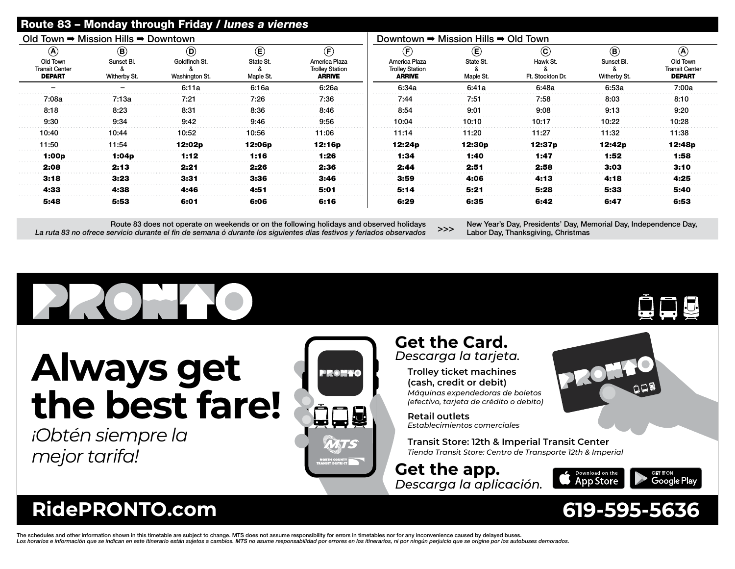## Route 83 – Monday through Friday / *lunes a viernes*

### Old Town ➡ Mission Hills ➡ Downtown

| (A) Old Town Transit Center **DEPART** | (B) Sunset Bl. & Witherby St. | (D) Goldfinch St. & Washington St. | (E) State St. & Maple St. | (F) America Plaza Trolley Station **ARRIVE** |
|---|---|---|---|---|
| – | – | 6:11a | 6:16a | 6:26a |
| 7:08a | 7:13a | 7:21 | 7:26 | 7:36 |
| 8:18 | 8:23 | 8:31 | 8:36 | 8:46 |
| 9:30 | 9:34 | 9:42 | 9:46 | 9:56 |
| 10:40 | 10:44 | 10:52 | 10:56 | 11:06 |
| 11:50 | 11:54 | **12:02p** | **12:06p** | **12:16p** |
| **1:00p** | **1:04p** | **1:12** | **1:16** | **1:26** |
| **2:08** | **2:13** | **2:21** | **2:26** | **2:36** |
| **3:18** | **3:23** | **3:31** | **3:36** | **3:46** |
| **4:33** | **4:38** | **4:46** | **4:51** | **5:01** |
| **5:48** | **5:53** | **6:01** | **6:06** | **6:16** |

### Downtown ➡ Mission Hills ➡ Old Town

| (F) America Plaza Trolley Station **ARRIVE** | (E) State St. & Maple St. | (C) Hawk St. & Ft. Stockton Dr. | (B) Sunset Bl. & Witherby St. | (A) Old Town Transit Center **DEPART** |
|---|---|---|---|---|
| 6:34a | 6:41a | 6:48a | 6:53a | 7:00a |
| 7:44 | 7:51 | 7:58 | 8:03 | 8:10 |
| 8:54 | 9:01 | 9:08 | 9:13 | 9:20 |
| 10:04 | 10:10 | 10:17 | 10:22 | 10:28 |
| 11:14 | 11:20 | 11:27 | 11:32 | 11:38 |
| **12:24p** | **12:30p** | **12:37p** | **12:42p** | **12:48p** |
| **1:34** | **1:40** | **1:47** | **1:52** | **1:58** |
| **2:44** | **2:51** | **2:58** | **3:03** | **3:10** |
| **3:59** | **4:06** | **4:13** | **4:18** | **4:25** |
| **5:14** | **5:21** | **5:28** | **5:33** | **5:40** |
| **6:29** | **6:35** | **6:42** | **6:47** | **6:53** |

Route 83 does not operate on weekends or on the following holidays and observed holidays
*La ruta 83 no ofrece servicio durante el fin de semana ó durante los siguientes días festivos y feriados observados* >>> New Year's Day, Presidents' Day, Memorial Day, Independence Day, Labor Day, Thanksgiving, Christmas

# PRONTO

# Always get the best fare!

*¡Obtén siempre la mejor tarifa!*

## Get the Card.
*Descarga la tarjeta.*

**Trolley ticket machines (cash, credit or debit)**
*Máquinas expendedoras de boletos (efectivo, tarjeta de crédito o debito)*

**Retail outlets**
*Establecimientos comerciales*

**Transit Store: 12th & Imperial Transit Center**
*Tienda Transit Store: Centro de Transporte 12th & Imperial*

## Get the app.
*Descarga la aplicación.*

Download on the App Store | GET IT ON Google Play

**RidePRONTO.com** **619-595-5636**

The schedules and other information shown in this timetable are subject to change. MTS does not assume responsibility for errors in timetables nor for any inconvenience caused by delayed buses.
*Los horarios e información que se indican en este itinerario están sujetos a cambios. MTS no asume responsabilidad por errores en los itinerarios, ni por ningún perjuicio que se origine por los autobuses demorados.*